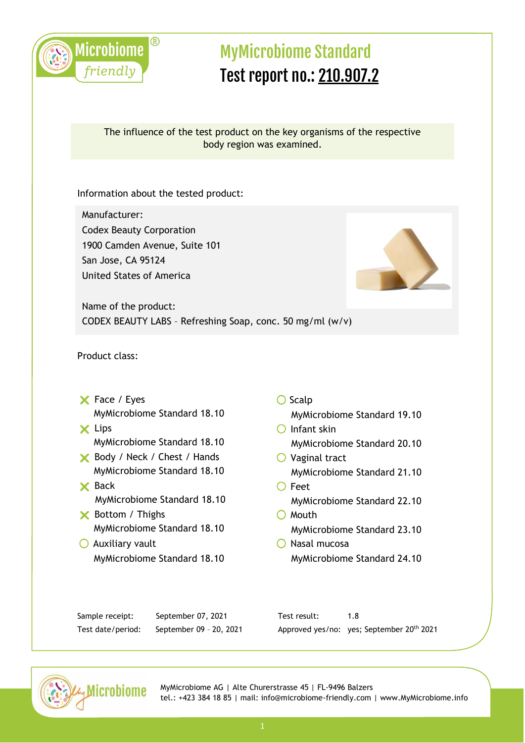# MyMicrobiome Standard

## Test report no.: 210.907.2

The influence of the test product on the key organisms of the respective body region was examined.

Information about the tested product:

Manufacturer:
Codex Beauty Corporation
1900 Camden Avenue, Suite 101
San Jose, CA 95124
United States of America

Name of the product:
CODEX BEAUTY LABS – Refreshing Soap, conc. 50 mg/ml (w/v)

Product class:

- ✗ Face / Eyes
  MyMicrobiome Standard 18.10
- ✗ Lips
  MyMicrobiome Standard 18.10
- ✗ Body / Neck / Chest / Hands
  MyMicrobiome Standard 18.10
- ✗ Back
  MyMicrobiome Standard 18.10
- ✗ Bottom / Thighs
  MyMicrobiome Standard 18.10
- ○ Auxiliary vault
  MyMicrobiome Standard 18.10
- ○ Scalp
  MyMicrobiome Standard 19.10
- ○ Infant skin
  MyMicrobiome Standard 20.10
- ○ Vaginal tract
  MyMicrobiome Standard 21.10
- ○ Feet
  MyMicrobiome Standard 22.10
- ○ Mouth
  MyMicrobiome Standard 23.10
- ○ Nasal mucosa
  MyMicrobiome Standard 24.10

| | | | |
|---|---|---|---|
| Sample receipt: | September 07, 2021 | Test result: | 1.8 |
| Test date/period: | September 09 – 20, 2021 | Approved yes/no: | yes; September 20th 2021 |

MyMicrobiome AG | Alte Churerstrasse 45 | FL-9496 Balzers
tel.: +423 384 18 85 | mail: info@microbiome-friendly.com | www.MyMicrobiome.info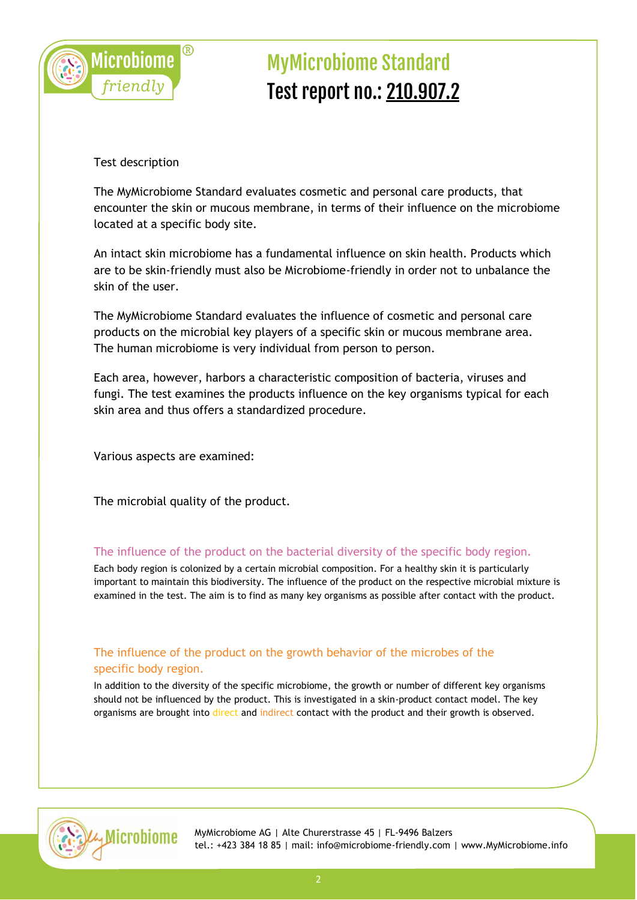# MyMicrobiome Standard

# Test report no.: 210.907.2

Test description

The MyMicrobiome Standard evaluates cosmetic and personal care products, that encounter the skin or mucous membrane, in terms of their influence on the microbiome located at a specific body site.

An intact skin microbiome has a fundamental influence on skin health. Products which are to be skin-friendly must also be Microbiome-friendly in order not to unbalance the skin of the user.

The MyMicrobiome Standard evaluates the influence of cosmetic and personal care products on the microbial key players of a specific skin or mucous membrane area. The human microbiome is very individual from person to person.

Each area, however, harbors a characteristic composition of bacteria, viruses and fungi. The test examines the products influence on the key organisms typical for each skin area and thus offers a standardized procedure.

Various aspects are examined:

The microbial quality of the product.

## The influence of the product on the bacterial diversity of the specific body region.

Each body region is colonized by a certain microbial composition. For a healthy skin it is particularly important to maintain this biodiversity. The influence of the product on the respective microbial mixture is examined in the test. The aim is to find as many key organisms as possible after contact with the product.

## The influence of the product on the growth behavior of the microbes of the specific body region.

In addition to the diversity of the specific microbiome, the growth or number of different key organisms should not be influenced by the product. This is investigated in a skin-product contact model. The key organisms are brought into direct and indirect contact with the product and their growth is observed.

MyMicrobiome AG | Alte Churerstrasse 45 | FL-9496 Balzers
tel.: +423 384 18 85 | mail: info@microbiome-friendly.com | www.MyMicrobiome.info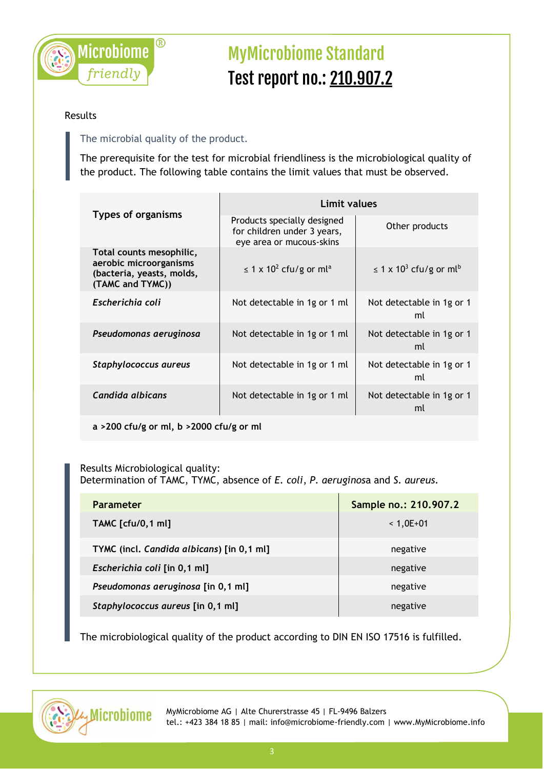# MyMicrobiome Standard

# Test report no.: 210.907.2

Results

The microbial quality of the product.

The prerequisite for the test for microbial friendliness is the microbiological quality of the product. The following table contains the limit values that must be observed.

| Types of organisms | Limit values | |
|---|---|---|
| | Products specially designed for children under 3 years, eye area or mucous-skins | Other products |
| **Total counts mesophilic, aerobic microorganisms (bacteria, yeasts, molds, (TAMC and TYMC))** | ≤ 1 x $10^2$ cfu/g or ml[a] | ≤ 1 x $10^3$ cfu/g or ml[b] |
| ***Escherichia coli*** | Not detectable in 1g or 1 ml | Not detectable in 1g or 1 ml |
| ***Pseudomonas aeruginosa*** | Not detectable in 1g or 1 ml | Not detectable in 1g or 1 ml |
| ***Staphylococcus aureus*** | Not detectable in 1g or 1 ml | Not detectable in 1g or 1 ml |
| ***Candida albicans*** | Not detectable in 1g or 1 ml | Not detectable in 1g or 1 ml |

**a >200 cfu/g or ml, b >2000 cfu/g or ml**

Results Microbiological quality:
Determination of TAMC, TYMC, absence of *E. coli*, *P. aeruginos*a and *S. aureus*.

| Parameter | Sample no.: 210.907.2 |
|---|---|
| **TAMC [cfu/0,1 ml]** | < 1,0E+01 |
| **TYMC (incl. *Candida albicans*) [in 0,1 ml]** | negative |
| ***Escherichia coli* [in 0,1 ml]** | negative |
| ***Pseudomonas aeruginosa* [in 0,1 ml]** | negative |
| ***Staphylococcus aureus* [in 0,1 ml]** | negative |

The microbiological quality of the product according to DIN EN ISO 17516 is fulfilled.

MyMicrobiome AG | Alte Churerstrasse 45 | FL-9496 Balzers
tel.: +423 384 18 85 | mail: info@microbiome-friendly.com | www.MyMicrobiome.info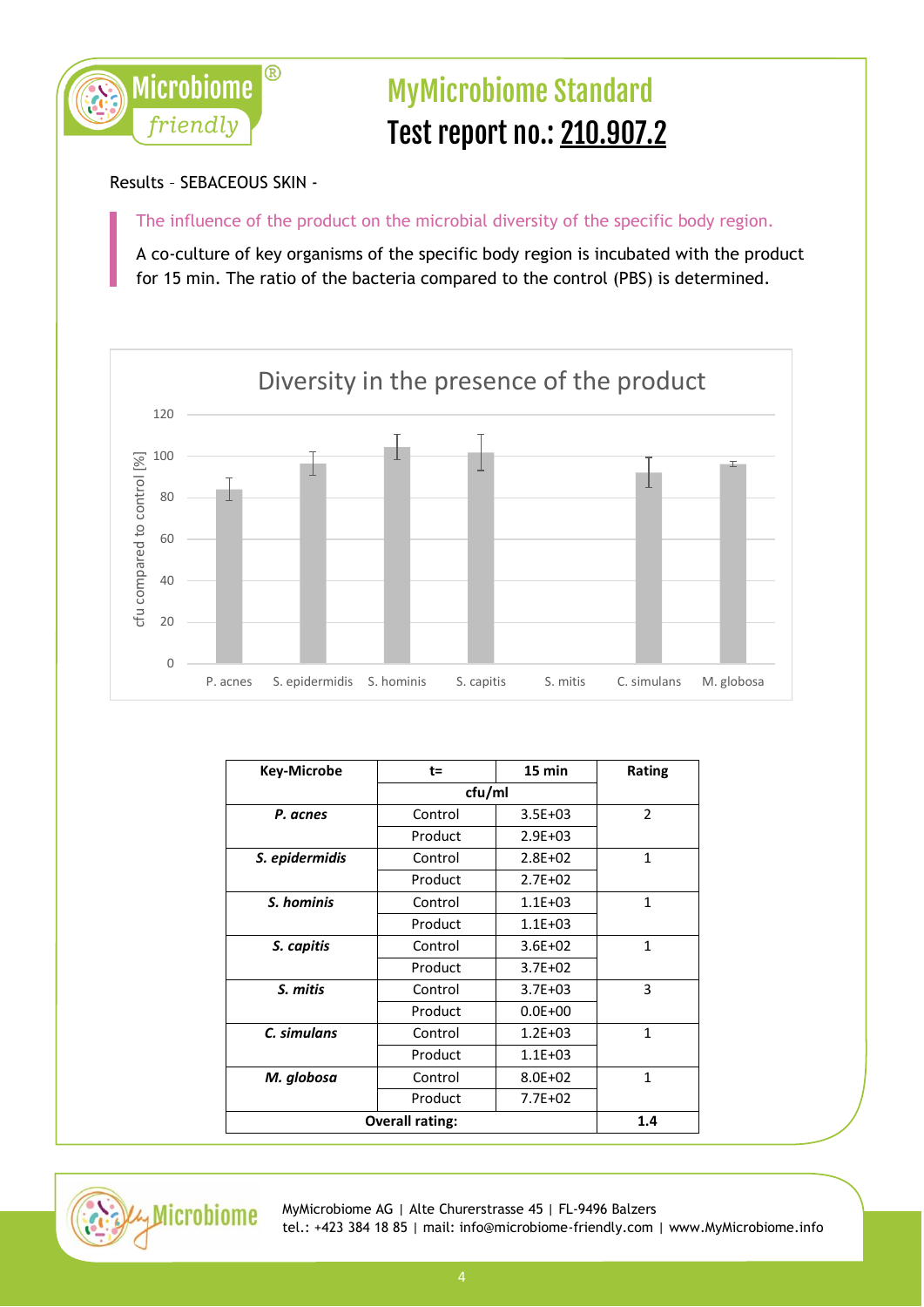# MyMicrobiome Standard

## Test report no.: 210.907.2

Results – SEBACEOUS SKIN -

The influence of the product on the microbial diversity of the specific body region.

A co-culture of key organisms of the specific body region is incubated with the product for 15 min. The ratio of the bacteria compared to the control (PBS) is determined.

Diversity in the presence of the product

| Key-Microbe | t= | 15 min | Rating |
|---|---|---|---|
| | cfu/ml | | |
| ***P. acnes*** | Control | 3.5E+03 | 2 |
| | Product | 2.9E+03 | |
| ***S. epidermidis*** | Control | 2.8E+02 | 1 |
| | Product | 2.7E+02 | |
| ***S. hominis*** | Control | 1.1E+03 | 1 |
| | Product | 1.1E+03 | |
| ***S. capitis*** | Control | 3.6E+02 | 1 |
| | Product | 3.7E+02 | |
| ***S. mitis*** | Control | 3.7E+03 | 3 |
| | Product | 0.0E+00 | |
| ***C. simulans*** | Control | 1.2E+03 | 1 |
| | Product | 1.1E+03 | |
| ***M. globosa*** | Control | 8.0E+02 | 1 |
| | Product | 7.7E+02 | |
| **Overall rating:** | | | **1.4** |

MyMicrobiome AG | Alte Churerstrasse 45 | FL-9496 Balzers
tel.: +423 384 18 85 | mail: info@microbiome-friendly.com | www.MyMicrobiome.info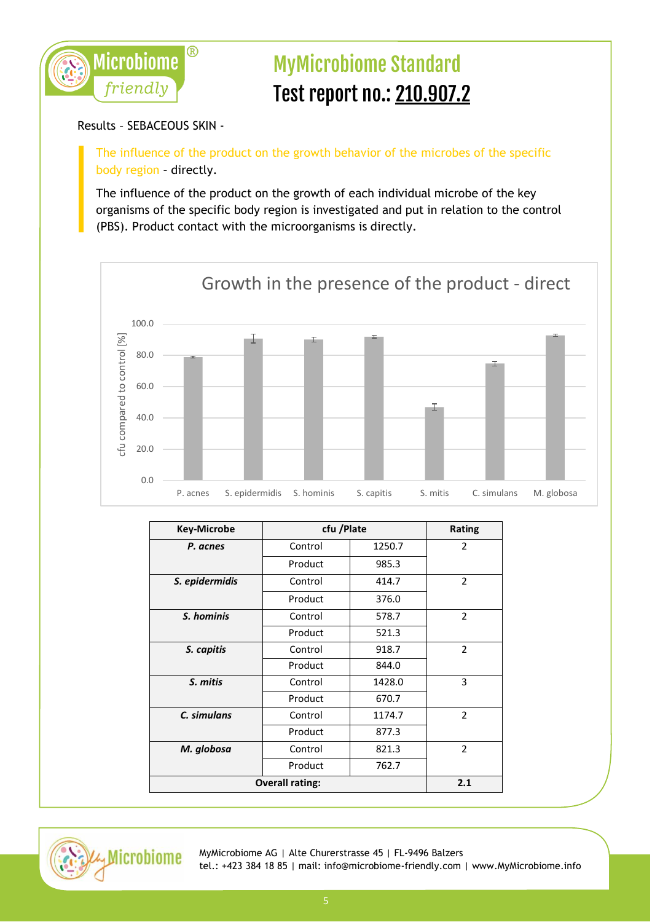# MyMicrobiome Standard

# Test report no.: 210.907.2

Results – SEBACEOUS SKIN -

The influence of the product on the growth behavior of the microbes of the specific body region - directly.

The influence of the product on the growth of each individual microbe of the key organisms of the specific body region is investigated and put in relation to the control (PBS). Product contact with the microorganisms is directly.

Growth in the presence of the product - direct

| Key-Microbe | cfu /Plate | | Rating |
|---|---|---|---|
| ***P. acnes*** | Control | 1250.7 | 2 |
| | Product | 985.3 | |
| ***S. epidermidis*** | Control | 414.7 | 2 |
| | Product | 376.0 | |
| ***S. hominis*** | Control | 578.7 | 2 |
| | Product | 521.3 | |
| ***S. capitis*** | Control | 918.7 | 2 |
| | Product | 844.0 | |
| ***S. mitis*** | Control | 1428.0 | 3 |
| | Product | 670.7 | |
| ***C. simulans*** | Control | 1174.7 | 2 |
| | Product | 877.3 | |
| ***M. globosa*** | Control | 821.3 | 2 |
| | Product | 762.7 | |
| **Overall rating:** | | | **2.1** |

MyMicrobiome AG | Alte Churerstrasse 45 | FL-9496 Balzers
tel.: +423 384 18 85 | mail: info@microbiome-friendly.com | www.MyMicrobiome.info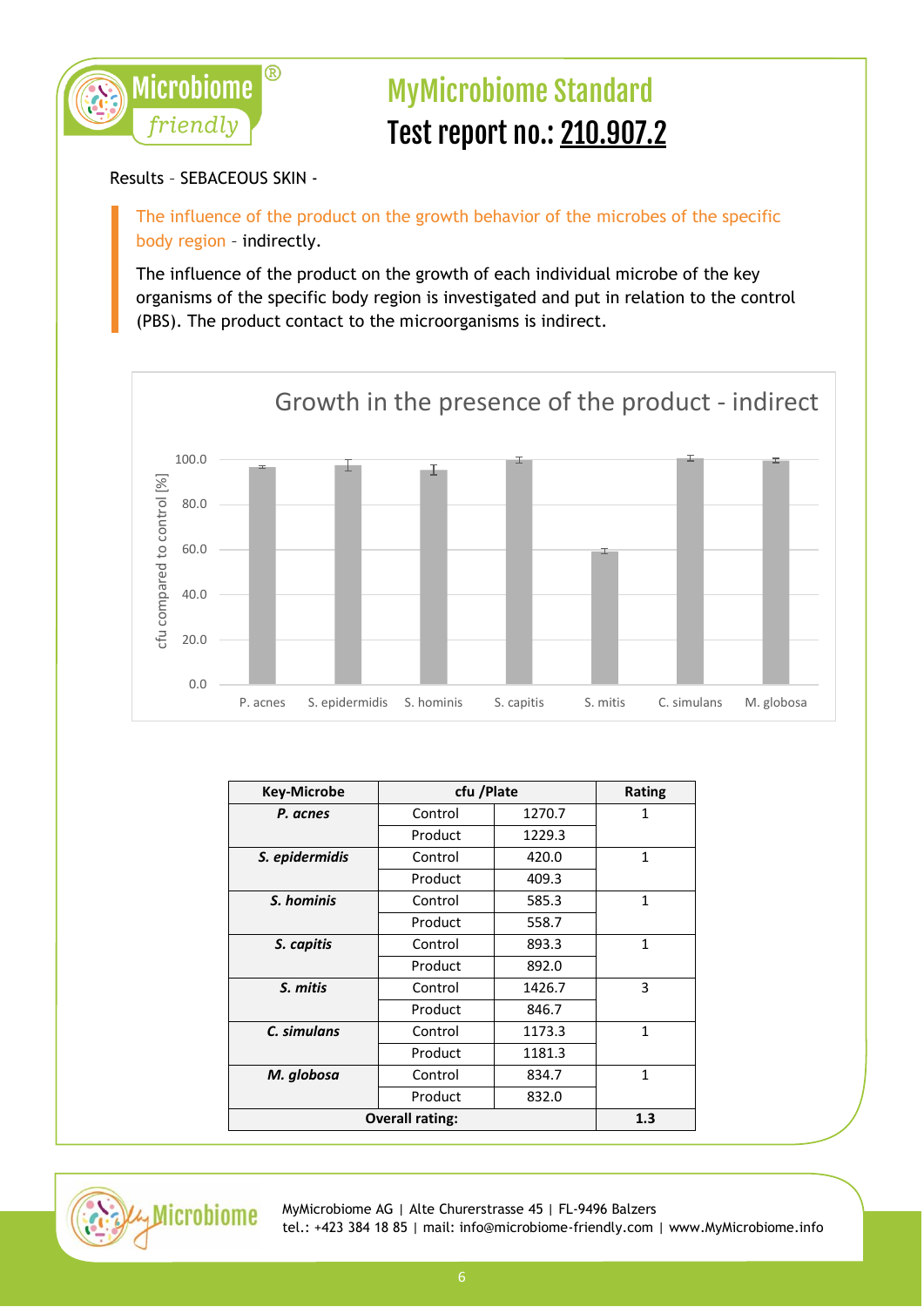# MyMicrobiome Standard

## Test report no.: 210.907.2

Results – SEBACEOUS SKIN -

The influence of the product on the growth behavior of the microbes of the specific body region – indirectly.

The influence of the product on the growth of each individual microbe of the key organisms of the specific body region is investigated and put in relation to the control (PBS). The product contact to the microorganisms is indirect.

Growth in the presence of the product - indirect

| Key-Microbe | cfu /Plate | | Rating |
|---|---|---|---|
| ***P. acnes*** | Control | 1270.7 | 1 |
| | Product | 1229.3 | |
| ***S. epidermidis*** | Control | 420.0 | 1 |
| | Product | 409.3 | |
| ***S. hominis*** | Control | 585.3 | 1 |
| | Product | 558.7 | |
| ***S. capitis*** | Control | 893.3 | 1 |
| | Product | 892.0 | |
| ***S. mitis*** | Control | 1426.7 | 3 |
| | Product | 846.7 | |
| ***C. simulans*** | Control | 1173.3 | 1 |
| | Product | 1181.3 | |
| ***M. globosa*** | Control | 834.7 | 1 |
| | Product | 832.0 | |
| **Overall rating:** | | | **1.3** |

MyMicrobiome AG | Alte Churerstrasse 45 | FL-9496 Balzers
tel.: +423 384 18 85 | mail: info@microbiome-friendly.com | www.MyMicrobiome.info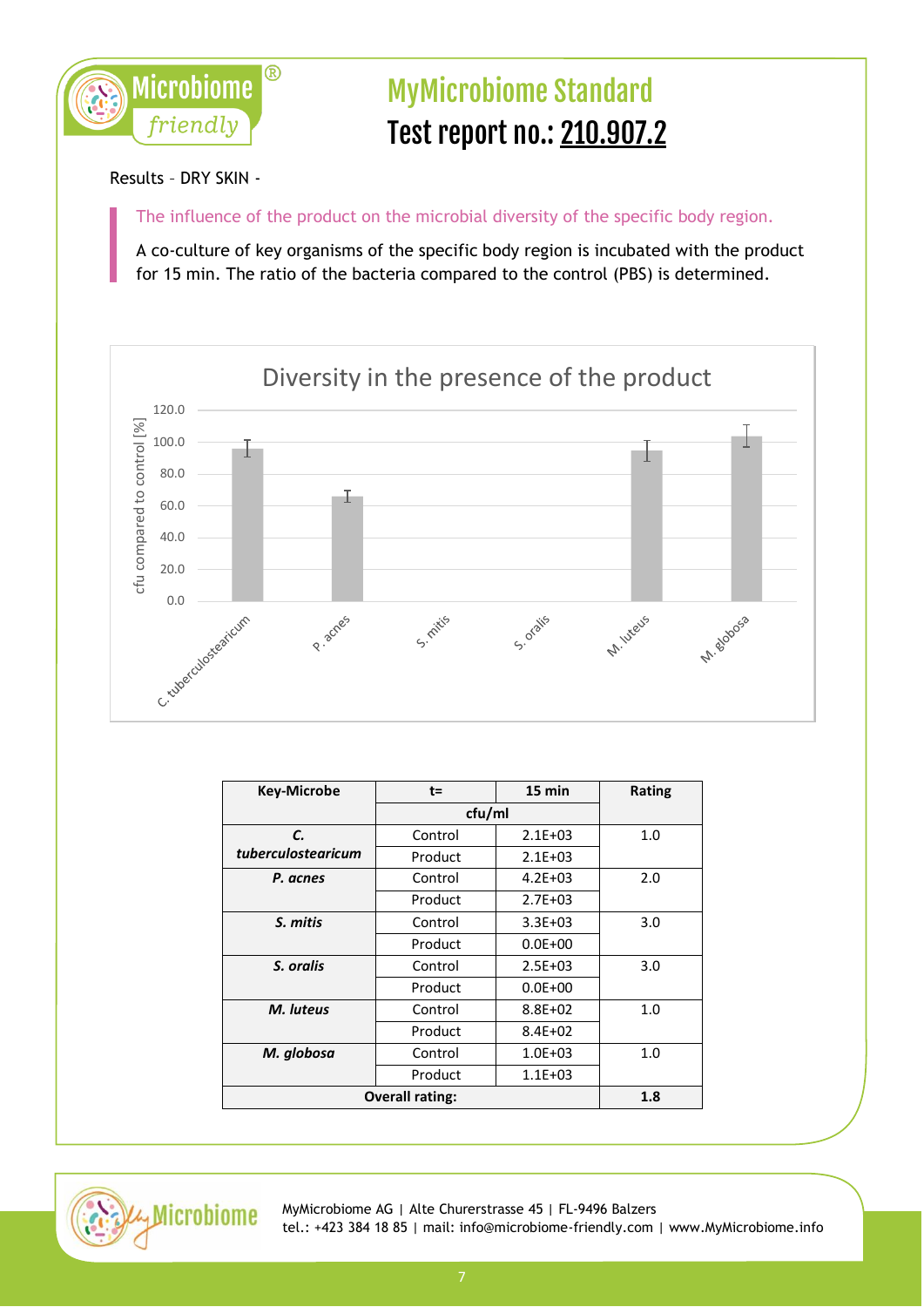# MyMicrobiome Standard

## Test report no.: 210.907.2

Results – DRY SKIN -

The influence of the product on the microbial diversity of the specific body region.

A co-culture of key organisms of the specific body region is incubated with the product for 15 min. The ratio of the bacteria compared to the control (PBS) is determined.

Diversity in the presence of the product

| Key-Microbe | t= | 15 min | Rating |
|---|---|---|---|
| | cfu/ml | | |
| ***C. tuberculostearicum*** | Control | 2.1E+03 | 1.0 |
| | Product | 2.1E+03 | |
| ***P. acnes*** | Control | 4.2E+03 | 2.0 |
| | Product | 2.7E+03 | |
| ***S. mitis*** | Control | 3.3E+03 | 3.0 |
| | Product | 0.0E+00 | |
| ***S. oralis*** | Control | 2.5E+03 | 3.0 |
| | Product | 0.0E+00 | |
| ***M. luteus*** | Control | 8.8E+02 | 1.0 |
| | Product | 8.4E+02 | |
| ***M. globosa*** | Control | 1.0E+03 | 1.0 |
| | Product | 1.1E+03 | |
| **Overall rating:** | | | **1.8** |

MyMicrobiome AG | Alte Churerstrasse 45 | FL-9496 Balzers
tel.: +423 384 18 85 | mail: info@microbiome-friendly.com | www.MyMicrobiome.info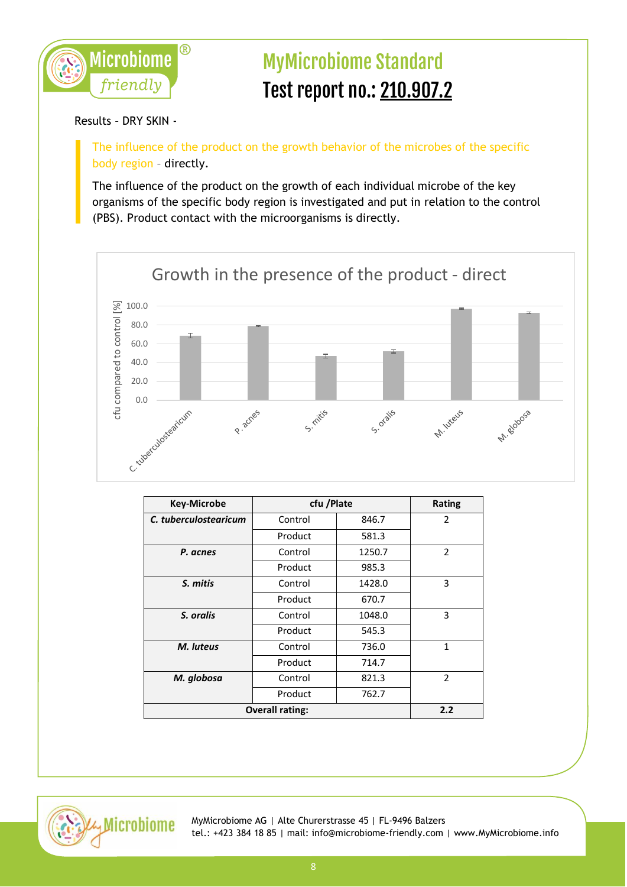# MyMicrobiome Standard

## Test report no.: 210.907.2

Results – DRY SKIN -

The influence of the product on the growth behavior of the microbes of the specific body region - directly.

The influence of the product on the growth of each individual microbe of the key organisms of the specific body region is investigated and put in relation to the control (PBS). Product contact with the microorganisms is directly.

Growth in the presence of the product - direct

| Key-Microbe | cfu /Plate | | Rating |
|---|---|---|---|
| *C. tuberculostearicum* | Control | 846.7 | 2 |
| | Product | 581.3 | |
| *P. acnes* | Control | 1250.7 | 2 |
| | Product | 985.3 | |
| *S. mitis* | Control | 1428.0 | 3 |
| | Product | 670.7 | |
| *S. oralis* | Control | 1048.0 | 3 |
| | Product | 545.3 | |
| *M. luteus* | Control | 736.0 | 1 |
| | Product | 714.7 | |
| *M. globosa* | Control | 821.3 | 2 |
| | Product | 762.7 | |
| **Overall rating:** | | | **2.2** |

MyMicrobiome AG | Alte Churerstrasse 45 | FL-9496 Balzers
tel.: +423 384 18 85 | mail: info@microbiome-friendly.com | www.MyMicrobiome.info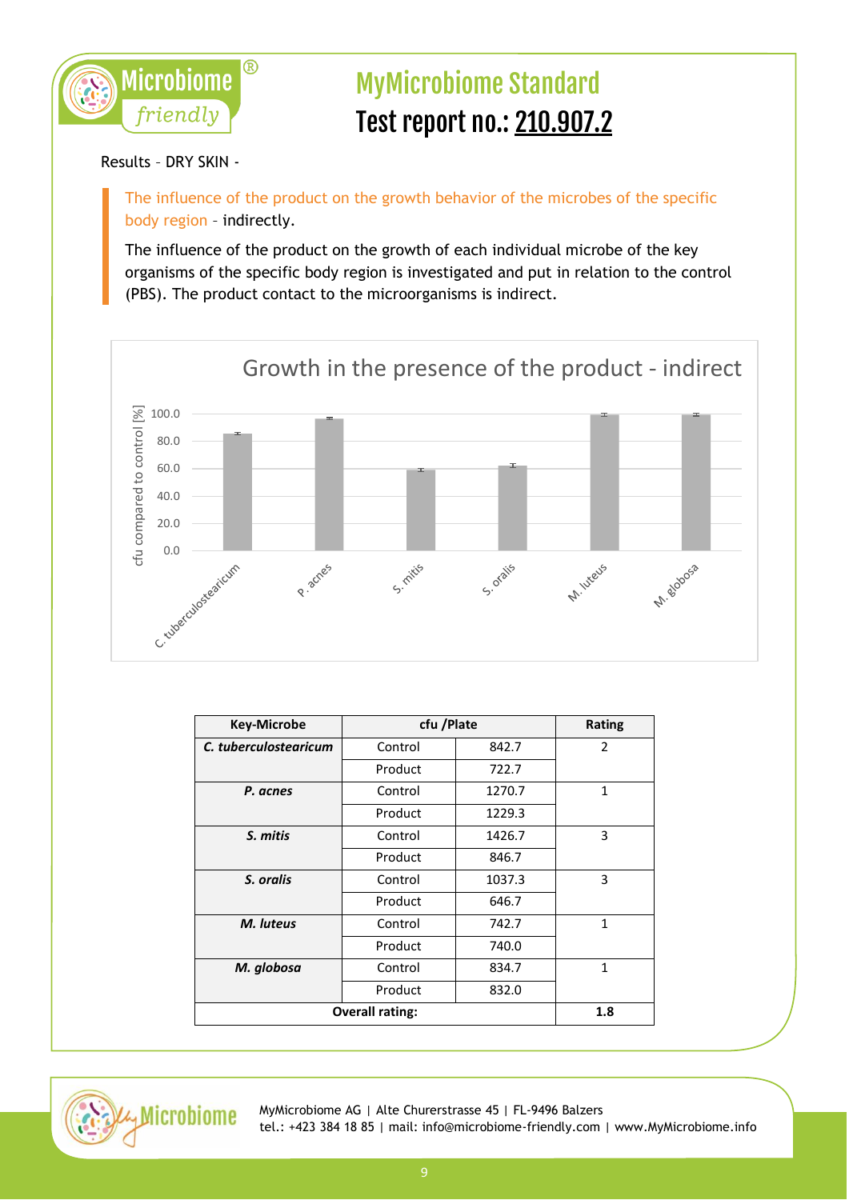# MyMicrobiome Standard

# Test report no.: 210.907.2

Results – DRY SKIN -

The influence of the product on the growth behavior of the microbes of the specific body region – indirectly.

The influence of the product on the growth of each individual microbe of the key organisms of the specific body region is investigated and put in relation to the control (PBS). The product contact to the microorganisms is indirect.

Growth in the presence of the product - indirect

| Key-Microbe | cfu /Plate | | Rating |
|---|---|---|---|
| ***C. tuberculostearicum*** | Control | 842.7 | 2 |
| | Product | 722.7 | |
| ***P. acnes*** | Control | 1270.7 | 1 |
| | Product | 1229.3 | |
| ***S. mitis*** | Control | 1426.7 | 3 |
| | Product | 846.7 | |
| ***S. oralis*** | Control | 1037.3 | 3 |
| | Product | 646.7 | |
| ***M. luteus*** | Control | 742.7 | 1 |
| | Product | 740.0 | |
| ***M. globosa*** | Control | 834.7 | 1 |
| | Product | 832.0 | |
| **Overall rating:** | | | **1.8** |

MyMicrobiome AG | Alte Churerstrasse 45 | FL-9496 Balzers
tel.: +423 384 18 85 | mail: info@microbiome-friendly.com | www.MyMicrobiome.info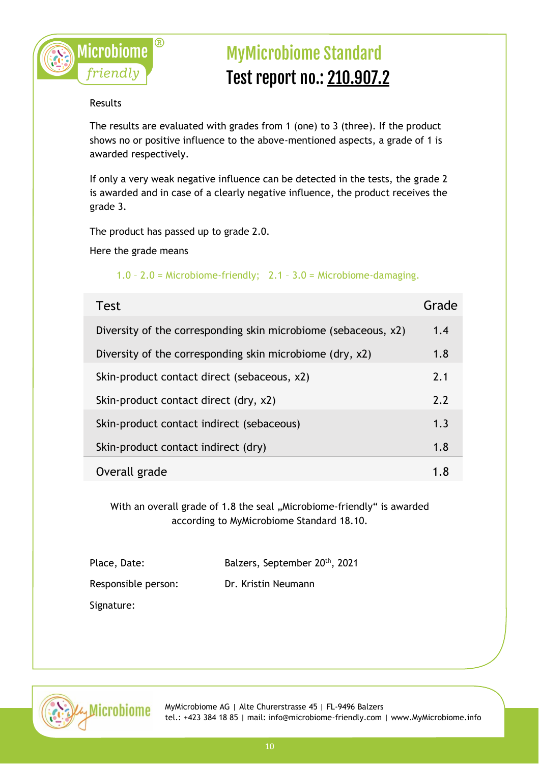# MyMicrobiome Standard

# Test report no.: 210.907.2

Results

The results are evaluated with grades from 1 (one) to 3 (three). If the product shows no or positive influence to the above-mentioned aspects, a grade of 1 is awarded respectively.

If only a very weak negative influence can be detected in the tests, the grade 2 is awarded and in case of a clearly negative influence, the product receives the grade 3.

The product has passed up to grade 2.0.

Here the grade means

1.0 – 2.0 = Microbiome-friendly; 2.1 – 3.0 = Microbiome-damaging.

| Test | Grade |
|---|---|
| Diversity of the corresponding skin microbiome (sebaceous, x2) | 1.4 |
| Diversity of the corresponding skin microbiome (dry, x2) | 1.8 |
| Skin-product contact direct (sebaceous, x2) | 2.1 |
| Skin-product contact direct (dry, x2) | 2.2 |
| Skin-product contact indirect (sebaceous) | 1.3 |
| Skin-product contact indirect (dry) | 1.8 |
| Overall grade | 1.8 |

With an overall grade of 1.8 the seal „Microbiome-friendly" is awarded according to MyMicrobiome Standard 18.10.

Place, Date: Balzers, September 20th, 2021

Responsible person: Dr. Kristin Neumann

Signature:

MyMicrobiome AG | Alte Churerstrasse 45 | FL-9496 Balzers
tel.: +423 384 18 85 | mail: info@microbiome-friendly.com | www.MyMicrobiome.info